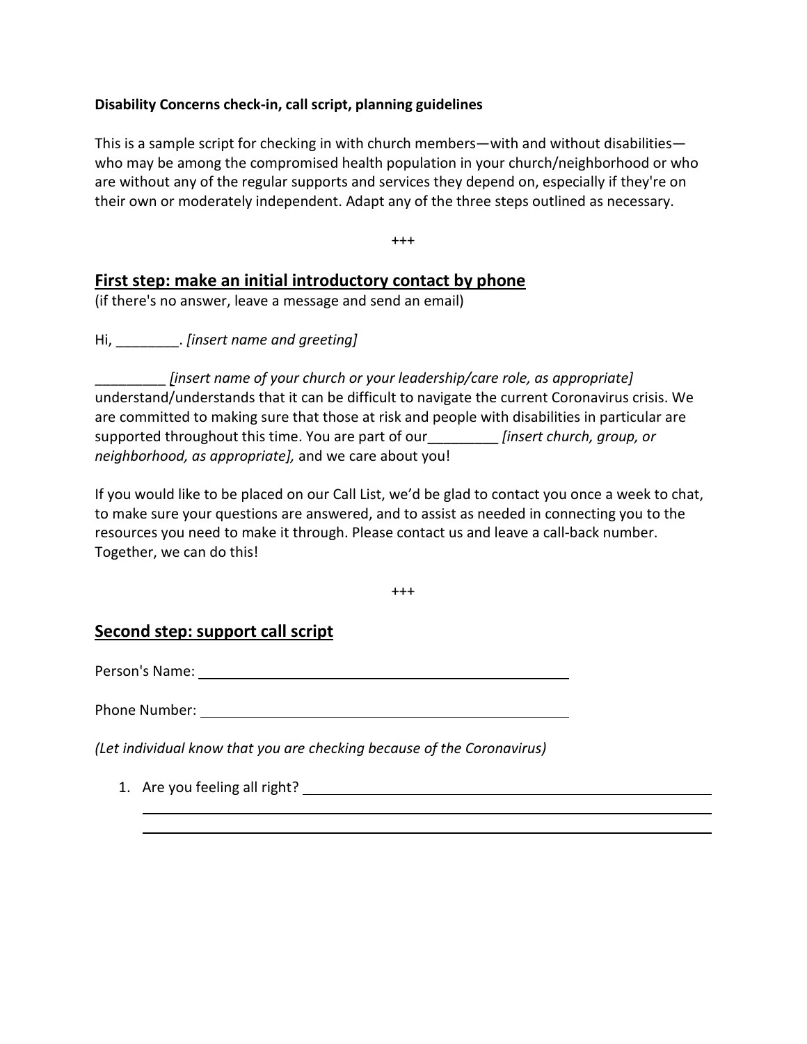**Disability Concerns check-in, call script, planning guidelines**

This is a sample script for checking in with church members—with and without disabilities—who may be among the compromised health population in your church/neighborhood or who are without any of the regular supports and services they depend on, especially if they're on their own or moderately independent. Adapt any of the three steps outlined as necessary.

+++

## First step: make an initial introductory contact by phone

(if there's no answer, leave a message and send an email)

Hi, ________. *[insert name and greeting]*

_________ *[insert name of your church or your leadership/care role, as appropriate]* understand/understands that it can be difficult to navigate the current Coronavirus crisis. We are committed to making sure that those at risk and people with disabilities in particular are supported throughout this time. You are part of our_________ *[insert church, group, or neighborhood, as appropriate],* and we care about you!

If you would like to be placed on our Call List, we'd be glad to contact you once a week to chat, to make sure your questions are answered, and to assist as needed in connecting you to the resources you need to make it through. Please contact us and leave a call-back number. Together, we can do this!

+++

## Second step: support call script

Person's Name: ______________________________

Phone Number: ______________________________

*(Let individual know that you are checking because of the Coronavirus)*

1. Are you feeling all right? ______________________________

   ______________________________

   ______________________________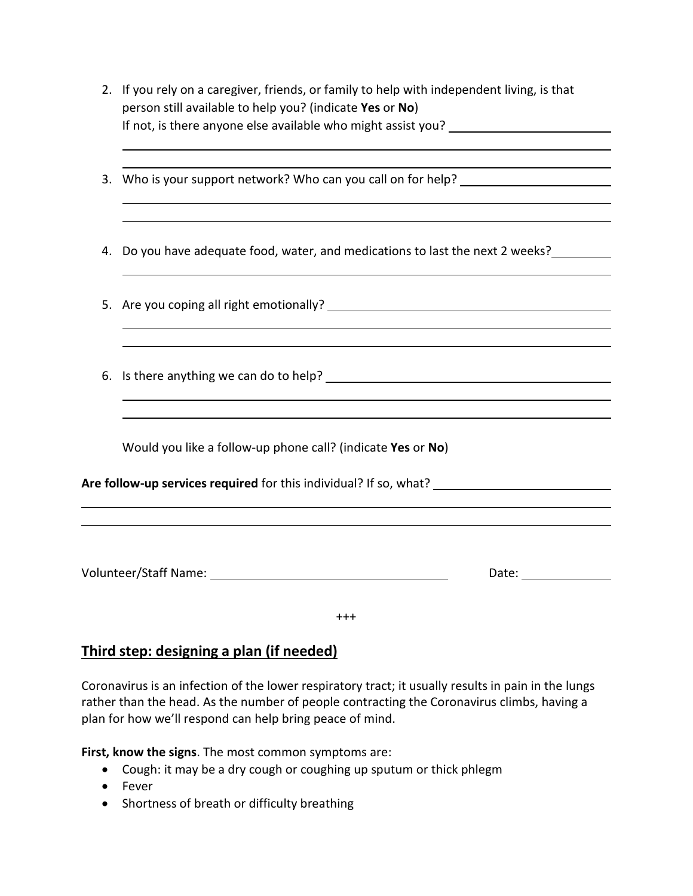2. If you rely on a caregiver, friends, or family to help with independent living, is that person still available to help you? (indicate **Yes** or **No**)
   If not, is there anyone else available who might assist you? ______________________

   ______________________________________________________________________________

   ______________________________________________________________________________

3. Who is your support network? Who can you call on for help? ______________________

   ______________________________________________________________________________

   ______________________________________________________________________________

4. Do you have adequate food, water, and medications to last the next 2 weeks?_________

   ______________________________________________________________________________

5. Are you coping all right emotionally? __________________________________________

   ______________________________________________________________________________

   ______________________________________________________________________________

6. Is there anything we can do to help? __________________________________________

   ______________________________________________________________________________

   ______________________________________________________________________________

   Would you like a follow-up phone call? (indicate **Yes** or **No**)

**Are follow-up services required** for this individual? If so, what? ____________________

______________________________________________________________________________

______________________________________________________________________________

Volunteer/Staff Name: ________________________________ Date: ______________

+++

## Third step: designing a plan (if needed)

Coronavirus is an infection of the lower respiratory tract; it usually results in pain in the lungs rather than the head. As the number of people contracting the Coronavirus climbs, having a plan for how we'll respond can help bring peace of mind.

**First, know the signs**. The most common symptoms are:

- Cough: it may be a dry cough or coughing up sputum or thick phlegm
- Fever
- Shortness of breath or difficulty breathing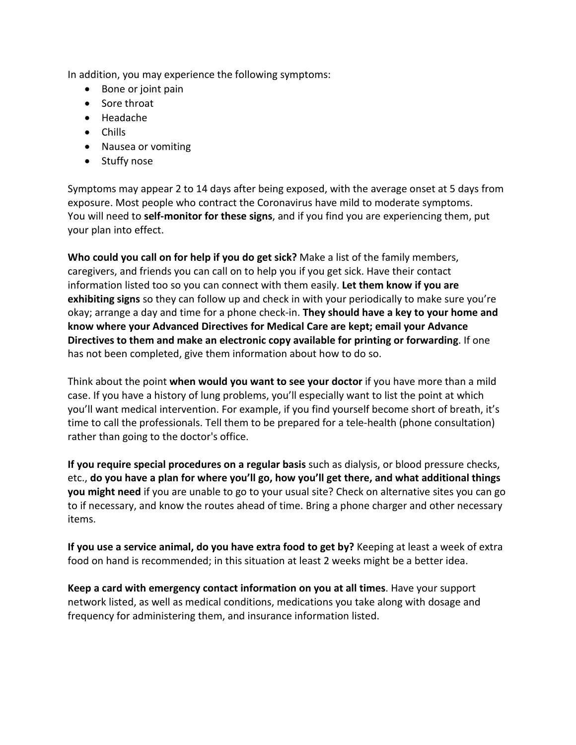In addition, you may experience the following symptoms:

- Bone or joint pain
- Sore throat
- Headache
- Chills
- Nausea or vomiting
- Stuffy nose

Symptoms may appear 2 to 14 days after being exposed, with the average onset at 5 days from exposure. Most people who contract the Coronavirus have mild to moderate symptoms. You will need to **self-monitor for these signs**, and if you find you are experiencing them, put your plan into effect.

**Who could you call on for help if you do get sick?** Make a list of the family members, caregivers, and friends you can call on to help you if you get sick. Have their contact information listed too so you can connect with them easily. **Let them know if you are exhibiting signs** so they can follow up and check in with your periodically to make sure you're okay; arrange a day and time for a phone check-in. **They should have a key to your home and know where your Advanced Directives for Medical Care are kept; email your Advance Directives to them and make an electronic copy available for printing or forwarding**. If one has not been completed, give them information about how to do so.

Think about the point **when would you want to see your doctor** if you have more than a mild case. If you have a history of lung problems, you'll especially want to list the point at which you'll want medical intervention. For example, if you find yourself become short of breath, it's time to call the professionals. Tell them to be prepared for a tele-health (phone consultation) rather than going to the doctor's office.

**If you require special procedures on a regular basis** such as dialysis, or blood pressure checks, etc., **do you have a plan for where you'll go, how you'll get there, and what additional things you might need** if you are unable to go to your usual site? Check on alternative sites you can go to if necessary, and know the routes ahead of time. Bring a phone charger and other necessary items.

**If you use a service animal, do you have extra food to get by?** Keeping at least a week of extra food on hand is recommended; in this situation at least 2 weeks might be a better idea.

**Keep a card with emergency contact information on you at all times**. Have your support network listed, as well as medical conditions, medications you take along with dosage and frequency for administering them, and insurance information listed.